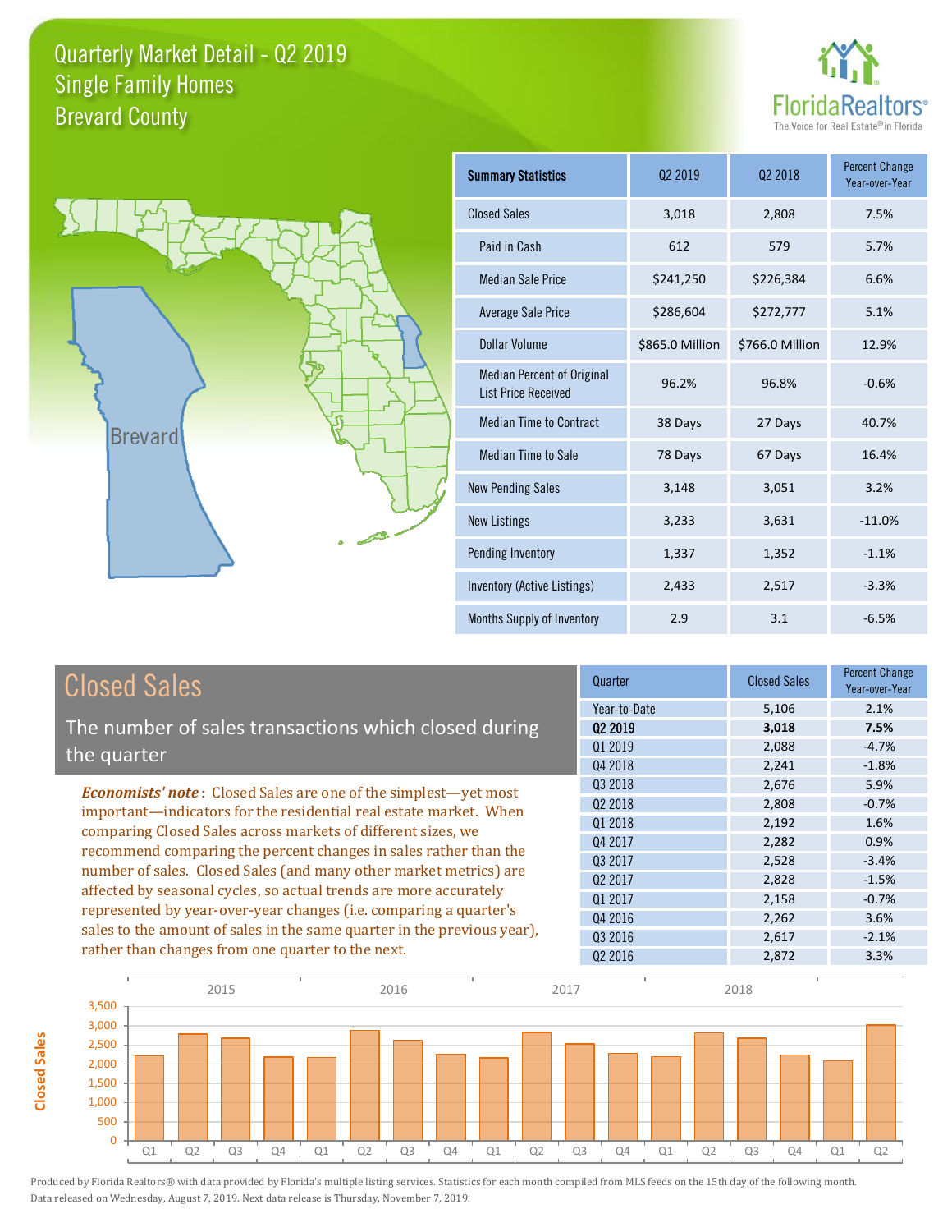# Quarterly Market Detail - Q2 2019
## Single Family Homes
## Brevard County

FloridaRealtors®
The Voice for Real Estate® in Florida

| Summary Statistics | Q2 2019 | Q2 2018 | Percent Change Year-over-Year |
|---|---|---|---|
| Closed Sales | 3,018 | 2,808 | 7.5% |
| Paid in Cash | 612 | 579 | 5.7% |
| Median Sale Price | $241,250 | $226,384 | 6.6% |
| Average Sale Price | $286,604 | $272,777 | 5.1% |
| Dollar Volume | $865.0 Million | $766.0 Million | 12.9% |
| Median Percent of Original List Price Received | 96.2% | 96.8% | -0.6% |
| Median Time to Contract | 38 Days | 27 Days | 40.7% |
| Median Time to Sale | 78 Days | 67 Days | 16.4% |
| New Pending Sales | 3,148 | 3,051 | 3.2% |
| New Listings | 3,233 | 3,631 | -11.0% |
| Pending Inventory | 1,337 | 1,352 | -1.1% |
| Inventory (Active Listings) | 2,433 | 2,517 | -3.3% |
| Months Supply of Inventory | 2.9 | 3.1 | -6.5% |

## Closed Sales

The number of sales transactions which closed during the quarter

*Economists' note*: Closed Sales are one of the simplest—yet most important—indicators for the residential real estate market. When comparing Closed Sales across markets of different sizes, we recommend comparing the percent changes in sales rather than the number of sales. Closed Sales (and many other market metrics) are affected by seasonal cycles, so actual trends are more accurately represented by year-over-year changes (i.e. comparing a quarter's sales to the amount of sales in the same quarter in the previous year), rather than changes from one quarter to the next.

| Quarter | Closed Sales | Percent Change Year-over-Year |
|---|---|---|
| Year-to-Date | 5,106 | 2.1% |
| **Q2 2019** | **3,018** | **7.5%** |
| Q1 2019 | 2,088 | -4.7% |
| Q4 2018 | 2,241 | -1.8% |
| Q3 2018 | 2,676 | 5.9% |
| Q2 2018 | 2,808 | -0.7% |
| Q1 2018 | 2,192 | 1.6% |
| Q4 2017 | 2,282 | 0.9% |
| Q3 2017 | 2,528 | -3.4% |
| Q2 2017 | 2,828 | -1.5% |
| Q1 2017 | 2,158 | -0.7% |
| Q4 2016 | 2,262 | 3.6% |
| Q3 2016 | 2,617 | -2.1% |
| Q2 2016 | 2,872 | 3.3% |

Produced by Florida Realtors® with data provided by Florida's multiple listing services. Statistics for each month compiled from MLS feeds on the 15th day of the following month. Data released on Wednesday, August 7, 2019. Next data release is Thursday, November 7, 2019.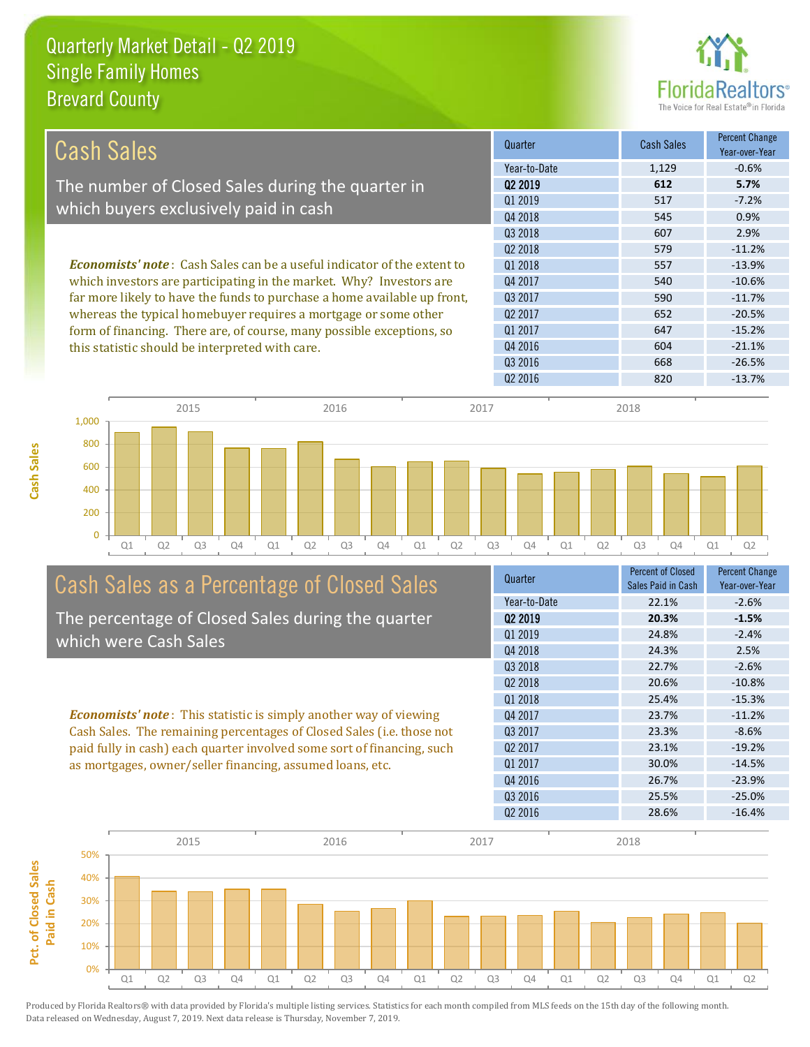# Quarterly Market Detail - Q2 2019
## Single Family Homes
## Brevard County

## Cash Sales

The number of Closed Sales during the quarter in which buyers exclusively paid in cash

***Economists' note***: Cash Sales can be a useful indicator of the extent to which investors are participating in the market. Why? Investors are far more likely to have the funds to purchase a home available up front, whereas the typical homebuyer requires a mortgage or some other form of financing. There are, of course, many possible exceptions, so this statistic should be interpreted with care.

| Quarter | Cash Sales | Percent Change Year-over-Year |
|---|---|---|
| Year-to-Date | 1,129 | -0.6% |
| **Q2 2019** | **612** | **5.7%** |
| Q1 2019 | 517 | -7.2% |
| Q4 2018 | 545 | 0.9% |
| Q3 2018 | 607 | 2.9% |
| Q2 2018 | 579 | -11.2% |
| Q1 2018 | 557 | -13.9% |
| Q4 2017 | 540 | -10.6% |
| Q3 2017 | 590 | -11.7% |
| Q2 2017 | 652 | -20.5% |
| Q1 2017 | 647 | -15.2% |
| Q4 2016 | 604 | -21.1% |
| Q3 2016 | 668 | -26.5% |
| Q2 2016 | 820 | -13.7% |

## Cash Sales as a Percentage of Closed Sales

The percentage of Closed Sales during the quarter which were Cash Sales

***Economists' note***: This statistic is simply another way of viewing Cash Sales. The remaining percentages of Closed Sales (i.e. those not paid fully in cash) each quarter involved some sort of financing, such as mortgages, owner/seller financing, assumed loans, etc.

| Quarter | Percent of Closed Sales Paid in Cash | Percent Change Year-over-Year |
|---|---|---|
| Year-to-Date | 22.1% | -2.6% |
| **Q2 2019** | **20.3%** | **-1.5%** |
| Q1 2019 | 24.8% | -2.4% |
| Q4 2018 | 24.3% | 2.5% |
| Q3 2018 | 22.7% | -2.6% |
| Q2 2018 | 20.6% | -10.8% |
| Q1 2018 | 25.4% | -15.3% |
| Q4 2017 | 23.7% | -11.2% |
| Q3 2017 | 23.3% | -8.6% |
| Q2 2017 | 23.1% | -19.2% |
| Q1 2017 | 30.0% | -14.5% |
| Q4 2016 | 26.7% | -23.9% |
| Q3 2016 | 25.5% | -25.0% |
| Q2 2016 | 28.6% | -16.4% |

Produced by Florida Realtors® with data provided by Florida's multiple listing services. Statistics for each month compiled from MLS feeds on the 15th day of the following month. Data released on Wednesday, August 7, 2019. Next data release is Thursday, November 7, 2019.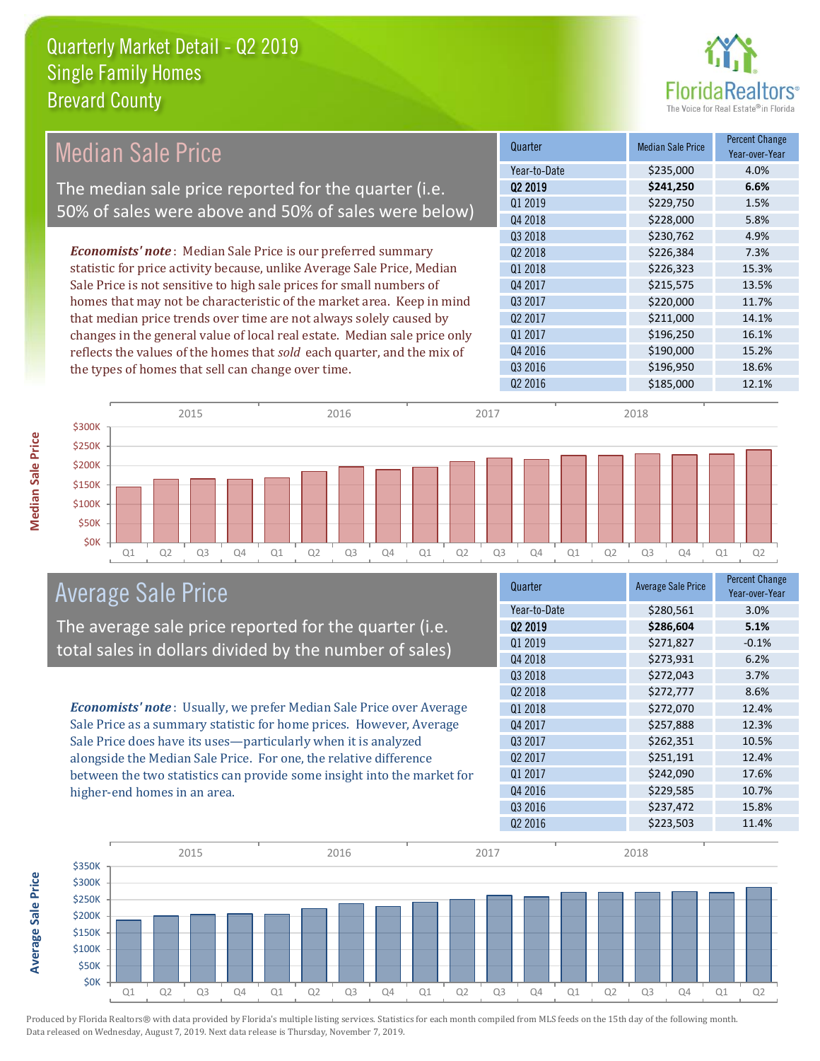# Quarterly Market Detail - Q2 2019
## Single Family Homes
## Brevard County

## Median Sale Price

The median sale price reported for the quarter (i.e. 50% of sales were above and 50% of sales were below)

*Economists' note*: Median Sale Price is our preferred summary statistic for price activity because, unlike Average Sale Price, Median Sale Price is not sensitive to high sale prices for small numbers of homes that may not be characteristic of the market area. Keep in mind that median price trends over time are not always solely caused by changes in the general value of local real estate. Median sale price only reflects the values of the homes that *sold* each quarter, and the mix of the types of homes that sell can change over time.

| Quarter | Median Sale Price | Percent Change Year-over-Year |
|---|---|---|
| Year-to-Date | $235,000 | 4.0% |
| **Q2 2019** | **$241,250** | **6.6%** |
| Q1 2019 | $229,750 | 1.5% |
| Q4 2018 | $228,000 | 5.8% |
| Q3 2018 | $230,762 | 4.9% |
| Q2 2018 | $226,384 | 7.3% |
| Q1 2018 | $226,323 | 15.3% |
| Q4 2017 | $215,575 | 13.5% |
| Q3 2017 | $220,000 | 11.7% |
| Q2 2017 | $211,000 | 14.1% |
| Q1 2017 | $196,250 | 16.1% |
| Q4 2016 | $190,000 | 15.2% |
| Q3 2016 | $196,950 | 18.6% |
| Q2 2016 | $185,000 | 12.1% |

## Average Sale Price

The average sale price reported for the quarter (i.e. total sales in dollars divided by the number of sales)

*Economists' note*: Usually, we prefer Median Sale Price over Average Sale Price as a summary statistic for home prices. However, Average Sale Price does have its uses—particularly when it is analyzed alongside the Median Sale Price. For one, the relative difference between the two statistics can provide some insight into the market for higher-end homes in an area.

| Quarter | Average Sale Price | Percent Change Year-over-Year |
|---|---|---|
| Year-to-Date | $280,561 | 3.0% |
| **Q2 2019** | **$286,604** | **5.1%** |
| Q1 2019 | $271,827 | -0.1% |
| Q4 2018 | $273,931 | 6.2% |
| Q3 2018 | $272,043 | 3.7% |
| Q2 2018 | $272,777 | 8.6% |
| Q1 2018 | $272,070 | 12.4% |
| Q4 2017 | $257,888 | 12.3% |
| Q3 2017 | $262,351 | 10.5% |
| Q2 2017 | $251,191 | 12.4% |
| Q1 2017 | $242,090 | 17.6% |
| Q4 2016 | $229,585 | 10.7% |
| Q3 2016 | $237,472 | 15.8% |
| Q2 2016 | $223,503 | 11.4% |

Produced by Florida Realtors® with data provided by Florida's multiple listing services. Statistics for each month compiled from MLS feeds on the 15th day of the following month. Data released on Wednesday, August 7, 2019. Next data release is Thursday, November 7, 2019.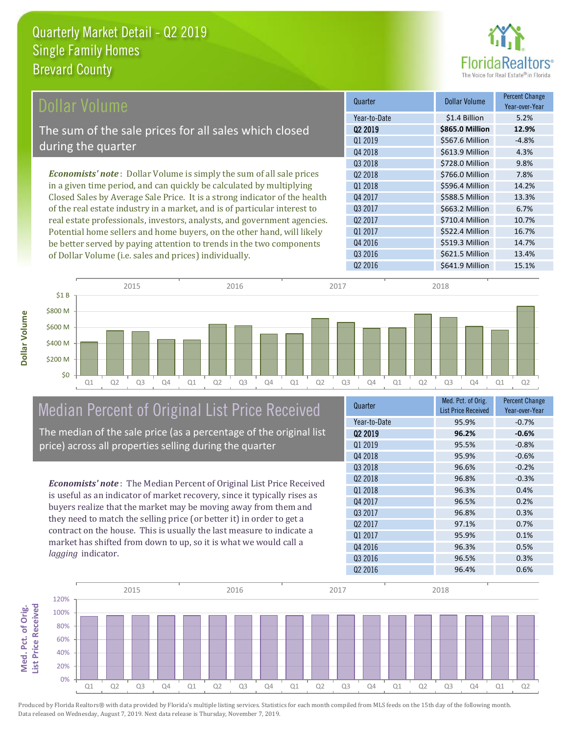# Quarterly Market Detail - Q2 2019
## Single Family Homes
## Brevard County

## Dollar Volume

The sum of the sale prices for all sales which closed during the quarter

*Economists' note*: Dollar Volume is simply the sum of all sale prices in a given time period, and can quickly be calculated by multiplying Closed Sales by Average Sale Price. It is a strong indicator of the health of the real estate industry in a market, and is of particular interest to real estate professionals, investors, analysts, and government agencies. Potential home sellers and home buyers, on the other hand, will likely be better served by paying attention to trends in the two components of Dollar Volume (i.e. sales and prices) individually.

| Quarter | Dollar Volume | Percent Change Year-over-Year |
|---|---|---|
| Year-to-Date | $1.4 Billion | 5.2% |
| **Q2 2019** | **$865.0 Million** | **12.9%** |
| Q1 2019 | $567.6 Million | -4.8% |
| Q4 2018 | $613.9 Million | 4.3% |
| Q3 2018 | $728.0 Million | 9.8% |
| Q2 2018 | $766.0 Million | 7.8% |
| Q1 2018 | $596.4 Million | 14.2% |
| Q4 2017 | $588.5 Million | 13.3% |
| Q3 2017 | $663.2 Million | 6.7% |
| Q2 2017 | $710.4 Million | 10.7% |
| Q1 2017 | $522.4 Million | 16.7% |
| Q4 2016 | $519.3 Million | 14.7% |
| Q3 2016 | $621.5 Million | 13.4% |
| Q2 2016 | $641.9 Million | 15.1% |

## Median Percent of Original List Price Received

The median of the sale price (as a percentage of the original list price) across all properties selling during the quarter

*Economists' note*: The Median Percent of Original List Price Received is useful as an indicator of market recovery, since it typically rises as buyers realize that the market may be moving away from them and they need to match the selling price (or better it) in order to get a contract on the house. This is usually the last measure to indicate a market has shifted from down to up, so it is what we would call a *lagging* indicator.

| Quarter | Med. Pct. of Orig. List Price Received | Percent Change Year-over-Year |
|---|---|---|
| Year-to-Date | 95.9% | -0.7% |
| **Q2 2019** | **96.2%** | **-0.6%** |
| Q1 2019 | 95.5% | -0.8% |
| Q4 2018 | 95.9% | -0.6% |
| Q3 2018 | 96.6% | -0.2% |
| Q2 2018 | 96.8% | -0.3% |
| Q1 2018 | 96.3% | 0.4% |
| Q4 2017 | 96.5% | 0.2% |
| Q3 2017 | 96.8% | 0.3% |
| Q2 2017 | 97.1% | 0.7% |
| Q1 2017 | 95.9% | 0.1% |
| Q4 2016 | 96.3% | 0.5% |
| Q3 2016 | 96.5% | 0.3% |
| Q2 2016 | 96.4% | 0.6% |

Produced by Florida Realtors® with data provided by Florida's multiple listing services. Statistics for each month compiled from MLS feeds on the 15th day of the following month. Data released on Wednesday, August 7, 2019. Next data release is Thursday, November 7, 2019.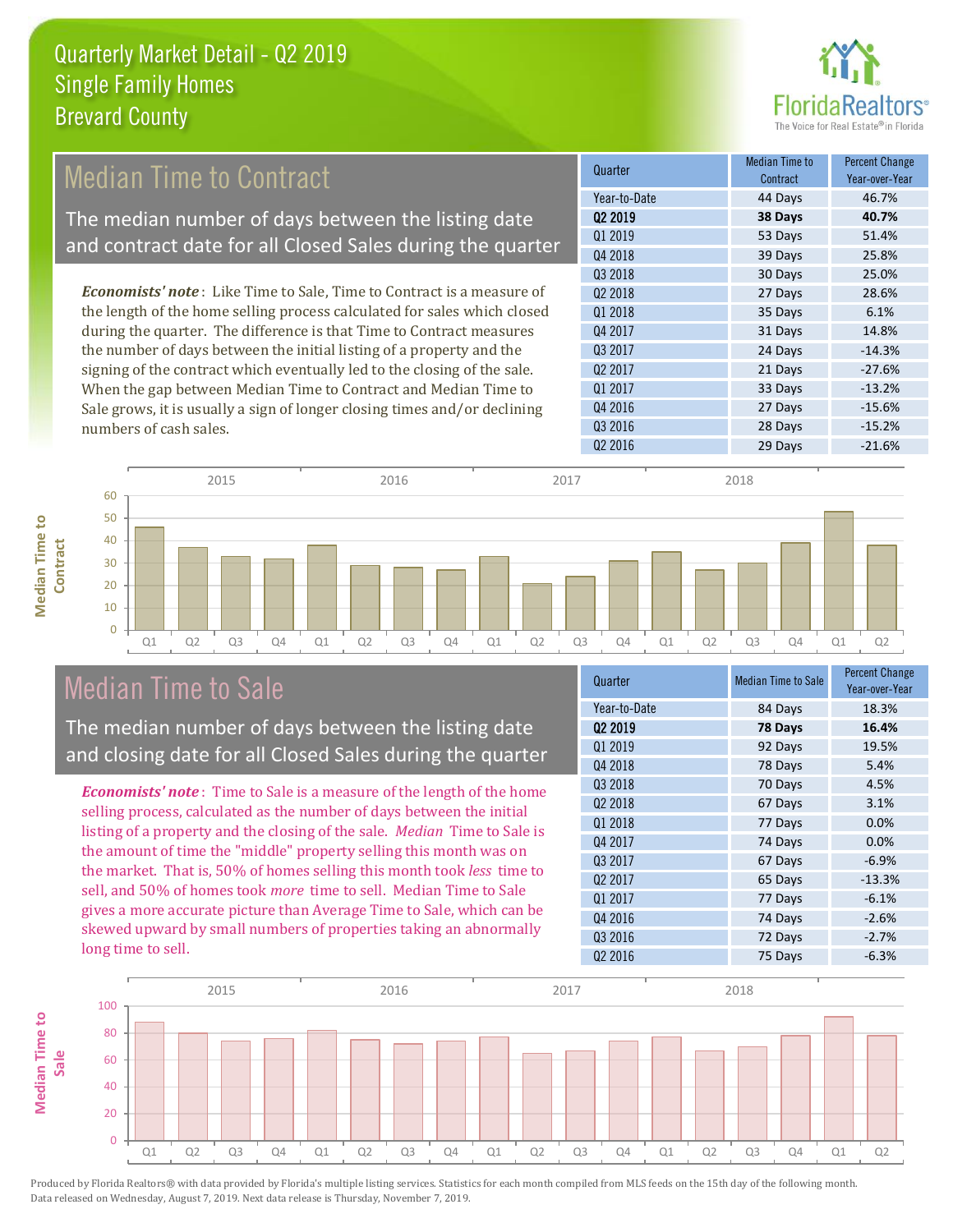Quarterly Market Detail - Q2 2019
Single Family Homes
Brevard County

## Median Time to Contract

The median number of days between the listing date and contract date for all Closed Sales during the quarter

*Economists' note*: Like Time to Sale, Time to Contract is a measure of the length of the home selling process calculated for sales which closed during the quarter. The difference is that Time to Contract measures the number of days between the initial listing of a property and the signing of the contract which eventually led to the closing of the sale. When the gap between Median Time to Contract and Median Time to Sale grows, it is usually a sign of longer closing times and/or declining numbers of cash sales.

| Quarter | Median Time to Contract | Percent Change Year-over-Year |
|---|---|---|
| Year-to-Date | 44 Days | 46.7% |
| **Q2 2019** | **38 Days** | **40.7%** |
| Q1 2019 | 53 Days | 51.4% |
| Q4 2018 | 39 Days | 25.8% |
| Q3 2018 | 30 Days | 25.0% |
| Q2 2018 | 27 Days | 28.6% |
| Q1 2018 | 35 Days | 6.1% |
| Q4 2017 | 31 Days | 14.8% |
| Q3 2017 | 24 Days | -14.3% |
| Q2 2017 | 21 Days | -27.6% |
| Q1 2017 | 33 Days | -13.2% |
| Q4 2016 | 27 Days | -15.6% |
| Q3 2016 | 28 Days | -15.2% |
| Q2 2016 | 29 Days | -21.6% |

## Median Time to Sale

The median number of days between the listing date and closing date for all Closed Sales during the quarter

*Economists' note*: Time to Sale is a measure of the length of the home selling process, calculated as the number of days between the initial listing of a property and the closing of the sale. *Median* Time to Sale is the amount of time the "middle" property selling this month was on the market. That is, 50% of homes selling this month took *less* time to sell, and 50% of homes took *more* time to sell. Median Time to Sale gives a more accurate picture than Average Time to Sale, which can be skewed upward by small numbers of properties taking an abnormally long time to sell.

| Quarter | Median Time to Sale | Percent Change Year-over-Year |
|---|---|---|
| Year-to-Date | 84 Days | 18.3% |
| **Q2 2019** | **78 Days** | **16.4%** |
| Q1 2019 | 92 Days | 19.5% |
| Q4 2018 | 78 Days | 5.4% |
| Q3 2018 | 70 Days | 4.5% |
| Q2 2018 | 67 Days | 3.1% |
| Q1 2018 | 77 Days | 0.0% |
| Q4 2017 | 74 Days | 0.0% |
| Q3 2017 | 67 Days | -6.9% |
| Q2 2017 | 65 Days | -13.3% |
| Q1 2017 | 77 Days | -6.1% |
| Q4 2016 | 74 Days | -2.6% |
| Q3 2016 | 72 Days | -2.7% |
| Q2 2016 | 75 Days | -6.3% |

Produced by Florida Realtors® with data provided by Florida's multiple listing services. Statistics for each month compiled from MLS feeds on the 15th day of the following month. Data released on Wednesday, August 7, 2019. Next data release is Thursday, November 7, 2019.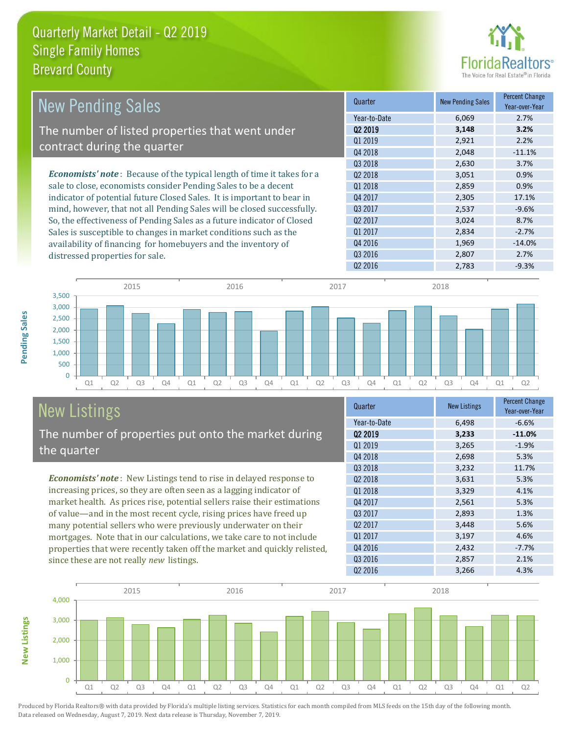# Quarterly Market Detail - Q2 2019
## Single Family Homes
## Brevard County

## New Pending Sales

The number of listed properties that went under contract during the quarter

***Economists' note***: Because of the typical length of time it takes for a sale to close, economists consider Pending Sales to be a decent indicator of potential future Closed Sales. It is important to bear in mind, however, that not all Pending Sales will be closed successfully. So, the effectiveness of Pending Sales as a future indicator of Closed Sales is susceptible to changes in market conditions such as the availability of financing for homebuyers and the inventory of distressed properties for sale.

| Quarter | New Pending Sales | Percent Change Year-over-Year |
|---|---|---|
| Year-to-Date | 6,069 | 2.7% |
| **Q2 2019** | **3,148** | **3.2%** |
| Q1 2019 | 2,921 | 2.2% |
| Q4 2018 | 2,048 | -11.1% |
| Q3 2018 | 2,630 | 3.7% |
| Q2 2018 | 3,051 | 0.9% |
| Q1 2018 | 2,859 | 0.9% |
| Q4 2017 | 2,305 | 17.1% |
| Q3 2017 | 2,537 | -9.6% |
| Q2 2017 | 3,024 | 8.7% |
| Q1 2017 | 2,834 | -2.7% |
| Q4 2016 | 1,969 | -14.0% |
| Q3 2016 | 2,807 | 2.7% |
| Q2 2016 | 2,783 | -9.3% |

## New Listings

The number of properties put onto the market during the quarter

***Economists' note***: New Listings tend to rise in delayed response to increasing prices, so they are often seen as a lagging indicator of market health. As prices rise, potential sellers raise their estimations of value—and in the most recent cycle, rising prices have freed up many potential sellers who were previously underwater on their mortgages. Note that in our calculations, we take care to not include properties that were recently taken off the market and quickly relisted, since these are not really *new* listings.

| Quarter | New Listings | Percent Change Year-over-Year |
|---|---|---|
| Year-to-Date | 6,498 | -6.6% |
| **Q2 2019** | **3,233** | **-11.0%** |
| Q1 2019 | 3,265 | -1.9% |
| Q4 2018 | 2,698 | 5.3% |
| Q3 2018 | 3,232 | 11.7% |
| Q2 2018 | 3,631 | 5.3% |
| Q1 2018 | 3,329 | 4.1% |
| Q4 2017 | 2,561 | 5.3% |
| Q3 2017 | 2,893 | 1.3% |
| Q2 2017 | 3,448 | 5.6% |
| Q1 2017 | 3,197 | 4.6% |
| Q4 2016 | 2,432 | -7.7% |
| Q3 2016 | 2,857 | 2.1% |
| Q2 2016 | 3,266 | 4.3% |

Produced by Florida Realtors® with data provided by Florida's multiple listing services. Statistics for each month compiled from MLS feeds on the 15th day of the following month. Data released on Wednesday, August 7, 2019. Next data release is Thursday, November 7, 2019.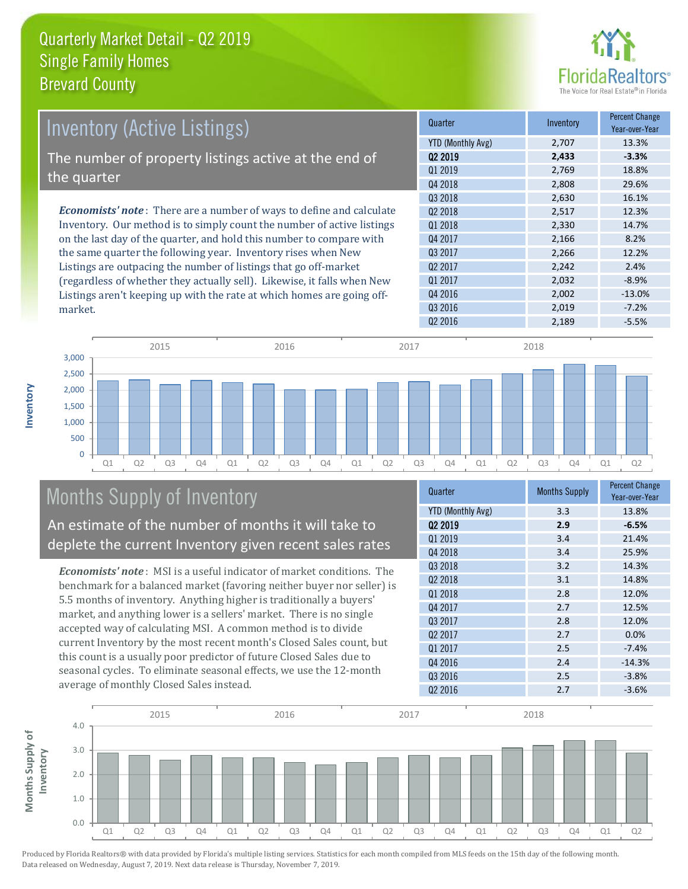# Quarterly Market Detail - Q2 2019
## Single Family Homes
## Brevard County

## Inventory (Active Listings)

The number of property listings active at the end of the quarter

***Economists' note***: There are a number of ways to define and calculate Inventory. Our method is to simply count the number of active listings on the last day of the quarter, and hold this number to compare with the same quarter the following year. Inventory rises when New Listings are outpacing the number of listings that go off-market (regardless of whether they actually sell). Likewise, it falls when New Listings aren't keeping up with the rate at which homes are going off-market.

| Quarter | Inventory | Percent Change Year-over-Year |
|---|---|---|
| YTD (Monthly Avg) | 2,707 | 13.3% |
| **Q2 2019** | **2,433** | **-3.3%** |
| Q1 2019 | 2,769 | 18.8% |
| Q4 2018 | 2,808 | 29.6% |
| Q3 2018 | 2,630 | 16.1% |
| Q2 2018 | 2,517 | 12.3% |
| Q1 2018 | 2,330 | 14.7% |
| Q4 2017 | 2,166 | 8.2% |
| Q3 2017 | 2,266 | 12.2% |
| Q2 2017 | 2,242 | 2.4% |
| Q1 2017 | 2,032 | -8.9% |
| Q4 2016 | 2,002 | -13.0% |
| Q3 2016 | 2,019 | -7.2% |
| Q2 2016 | 2,189 | -5.5% |

## Months Supply of Inventory

An estimate of the number of months it will take to deplete the current Inventory given recent sales rates

***Economists' note***: MSI is a useful indicator of market conditions. The benchmark for a balanced market (favoring neither buyer nor seller) is 5.5 months of inventory. Anything higher is traditionally a buyers' market, and anything lower is a sellers' market. There is no single accepted way of calculating MSI. A common method is to divide current Inventory by the most recent month's Closed Sales count, but this count is a usually poor predictor of future Closed Sales due to seasonal cycles. To eliminate seasonal effects, we use the 12-month average of monthly Closed Sales instead.

| Quarter | Months Supply | Percent Change Year-over-Year |
|---|---|---|
| YTD (Monthly Avg) | 3.3 | 13.8% |
| **Q2 2019** | **2.9** | **-6.5%** |
| Q1 2019 | 3.4 | 21.4% |
| Q4 2018 | 3.4 | 25.9% |
| Q3 2018 | 3.2 | 14.3% |
| Q2 2018 | 3.1 | 14.8% |
| Q1 2018 | 2.8 | 12.0% |
| Q4 2017 | 2.7 | 12.5% |
| Q3 2017 | 2.8 | 12.0% |
| Q2 2017 | 2.7 | 0.0% |
| Q1 2017 | 2.5 | -7.4% |
| Q4 2016 | 2.4 | -14.3% |
| Q3 2016 | 2.5 | -3.8% |
| Q2 2016 | 2.7 | -3.6% |

Produced by Florida Realtors® with data provided by Florida's multiple listing services. Statistics for each month compiled from MLS feeds on the 15th day of the following month. Data released on Wednesday, August 7, 2019. Next data release is Thursday, November 7, 2019.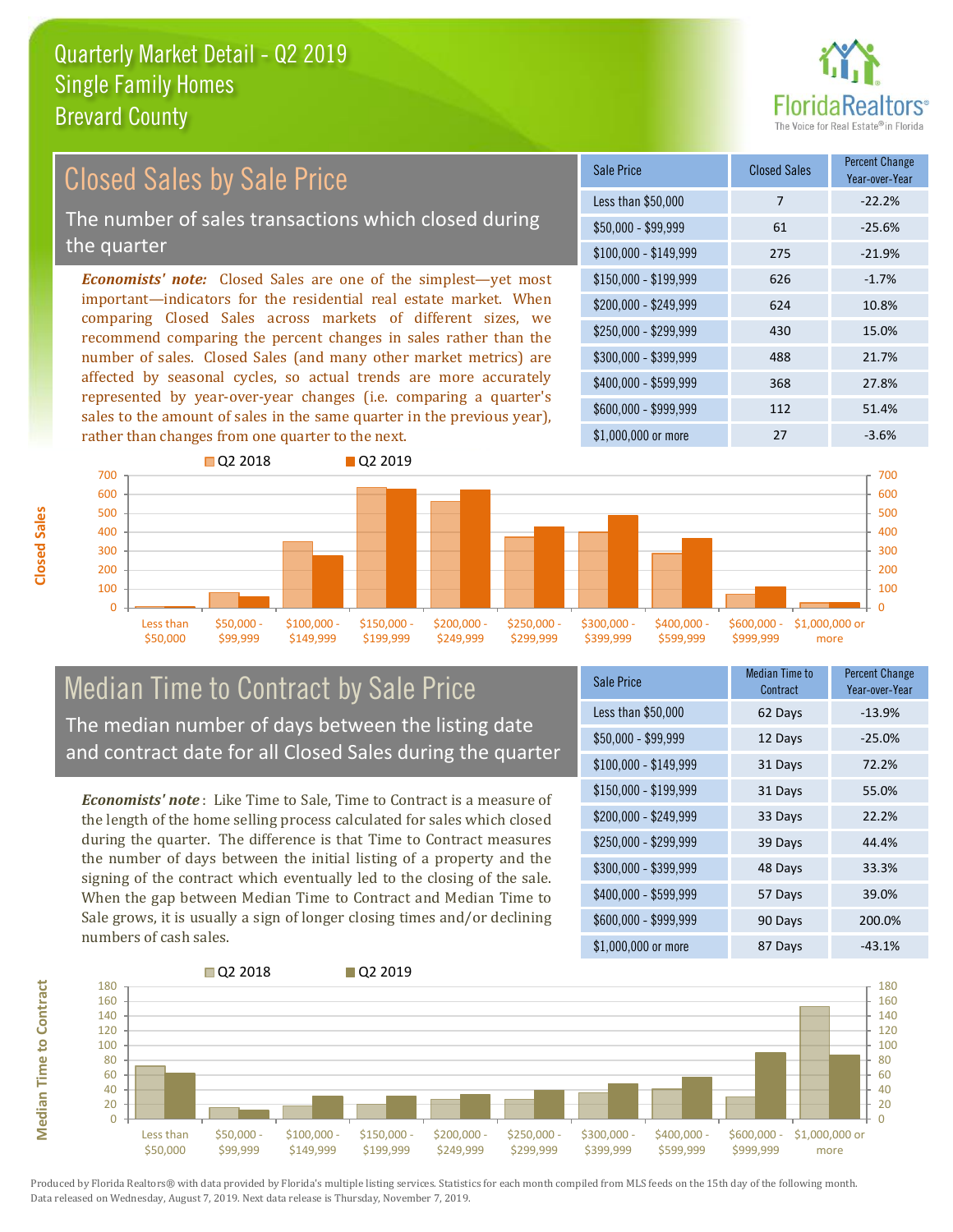# Quarterly Market Detail - Q2 2019
## Single Family Homes
## Brevard County

## Closed Sales by Sale Price

The number of sales transactions which closed during the quarter

*Economists' note:* Closed Sales are one of the simplest—yet most important—indicators for the residential real estate market. When comparing Closed Sales across markets of different sizes, we recommend comparing the percent changes in sales rather than the number of sales. Closed Sales (and many other market metrics) are affected by seasonal cycles, so actual trends are more accurately represented by year-over-year changes (i.e. comparing a quarter's sales to the amount of sales in the same quarter in the previous year), rather than changes from one quarter to the next.

| Sale Price | Closed Sales | Percent Change Year-over-Year |
|---|---|---|
| Less than $50,000 | 7 | -22.2% |
| $50,000 - $99,999 | 61 | -25.6% |
| $100,000 - $149,999 | 275 | -21.9% |
| $150,000 - $199,999 | 626 | -1.7% |
| $200,000 - $249,999 | 624 | 10.8% |
| $250,000 - $299,999 | 430 | 15.0% |
| $300,000 - $399,999 | 488 | 21.7% |
| $400,000 - $599,999 | 368 | 27.8% |
| $600,000 - $999,999 | 112 | 51.4% |
| $1,000,000 or more | 27 | -3.6% |

## Median Time to Contract by Sale Price

The median number of days between the listing date and contract date for all Closed Sales during the quarter

*Economists' note*: Like Time to Sale, Time to Contract is a measure of the length of the home selling process calculated for sales which closed during the quarter. The difference is that Time to Contract measures the number of days between the initial listing of a property and the signing of the contract which eventually led to the closing of the sale. When the gap between Median Time to Contract and Median Time to Sale grows, it is usually a sign of longer closing times and/or declining numbers of cash sales.

| Sale Price | Median Time to Contract | Percent Change Year-over-Year |
|---|---|---|
| Less than $50,000 | 62 Days | -13.9% |
| $50,000 - $99,999 | 12 Days | -25.0% |
| $100,000 - $149,999 | 31 Days | 72.2% |
| $150,000 - $199,999 | 31 Days | 55.0% |
| $200,000 - $249,999 | 33 Days | 22.2% |
| $250,000 - $299,999 | 39 Days | 44.4% |
| $300,000 - $399,999 | 48 Days | 33.3% |
| $400,000 - $599,999 | 57 Days | 39.0% |
| $600,000 - $999,999 | 90 Days | 200.0% |
| $1,000,000 or more | 87 Days | -43.1% |

Produced by Florida Realtors® with data provided by Florida's multiple listing services. Statistics for each month compiled from MLS feeds on the 15th day of the following month. Data released on Wednesday, August 7, 2019. Next data release is Thursday, November 7, 2019.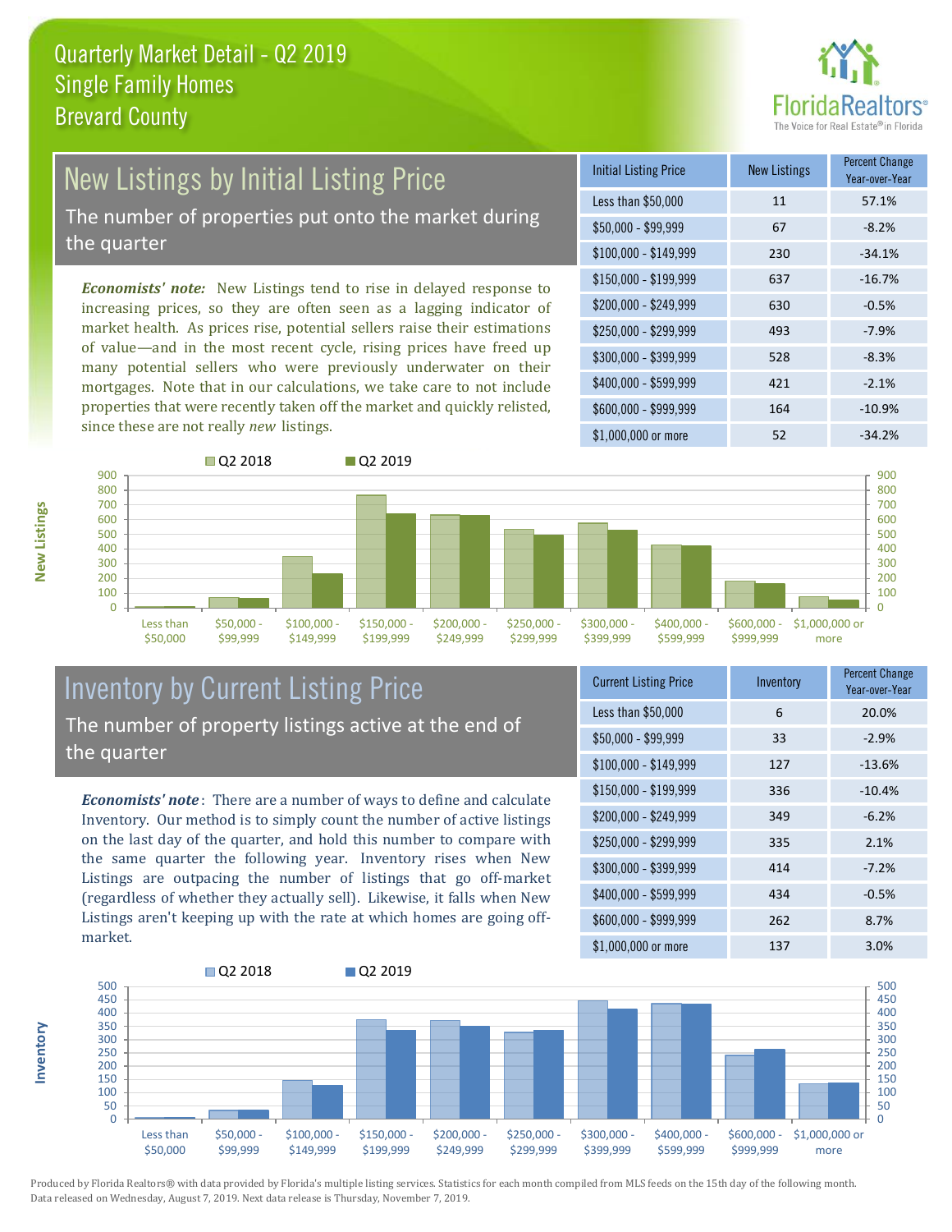# Quarterly Market Detail - Q2 2019
## Single Family Homes
## Brevard County

## New Listings by Initial Listing Price

The number of properties put onto the market during the quarter

*Economists' note:* New Listings tend to rise in delayed response to increasing prices, so they are often seen as a lagging indicator of market health. As prices rise, potential sellers raise their estimations of value—and in the most recent cycle, rising prices have freed up many potential sellers who were previously underwater on their mortgages. Note that in our calculations, we take care to not include properties that were recently taken off the market and quickly relisted, since these are not really *new* listings.

| Initial Listing Price | New Listings | Percent Change Year-over-Year |
|---|---|---|
| Less than $50,000 | 11 | 57.1% |
| $50,000 - $99,999 | 67 | -8.2% |
| $100,000 - $149,999 | 230 | -34.1% |
| $150,000 - $199,999 | 637 | -16.7% |
| $200,000 - $249,999 | 630 | -0.5% |
| $250,000 - $299,999 | 493 | -7.9% |
| $300,000 - $399,999 | 528 | -8.3% |
| $400,000 - $599,999 | 421 | -2.1% |
| $600,000 - $999,999 | 164 | -10.9% |
| $1,000,000 or more | 52 | -34.2% |

## Inventory by Current Listing Price

The number of property listings active at the end of the quarter

*Economists' note*: There are a number of ways to define and calculate Inventory. Our method is to simply count the number of active listings on the last day of the quarter, and hold this number to compare with the same quarter the following year. Inventory rises when New Listings are outpacing the number of listings that go off-market (regardless of whether they actually sell). Likewise, it falls when New Listings aren't keeping up with the rate at which homes are going off-market.

| Current Listing Price | Inventory | Percent Change Year-over-Year |
|---|---|---|
| Less than $50,000 | 6 | 20.0% |
| $50,000 - $99,999 | 33 | -2.9% |
| $100,000 - $149,999 | 127 | -13.6% |
| $150,000 - $199,999 | 336 | -10.4% |
| $200,000 - $249,999 | 349 | -6.2% |
| $250,000 - $299,999 | 335 | 2.1% |
| $300,000 - $399,999 | 414 | -7.2% |
| $400,000 - $599,999 | 434 | -0.5% |
| $600,000 - $999,999 | 262 | 8.7% |
| $1,000,000 or more | 137 | 3.0% |

Produced by Florida Realtors® with data provided by Florida's multiple listing services. Statistics for each month compiled from MLS feeds on the 15th day of the following month. Data released on Wednesday, August 7, 2019. Next data release is Thursday, November 7, 2019.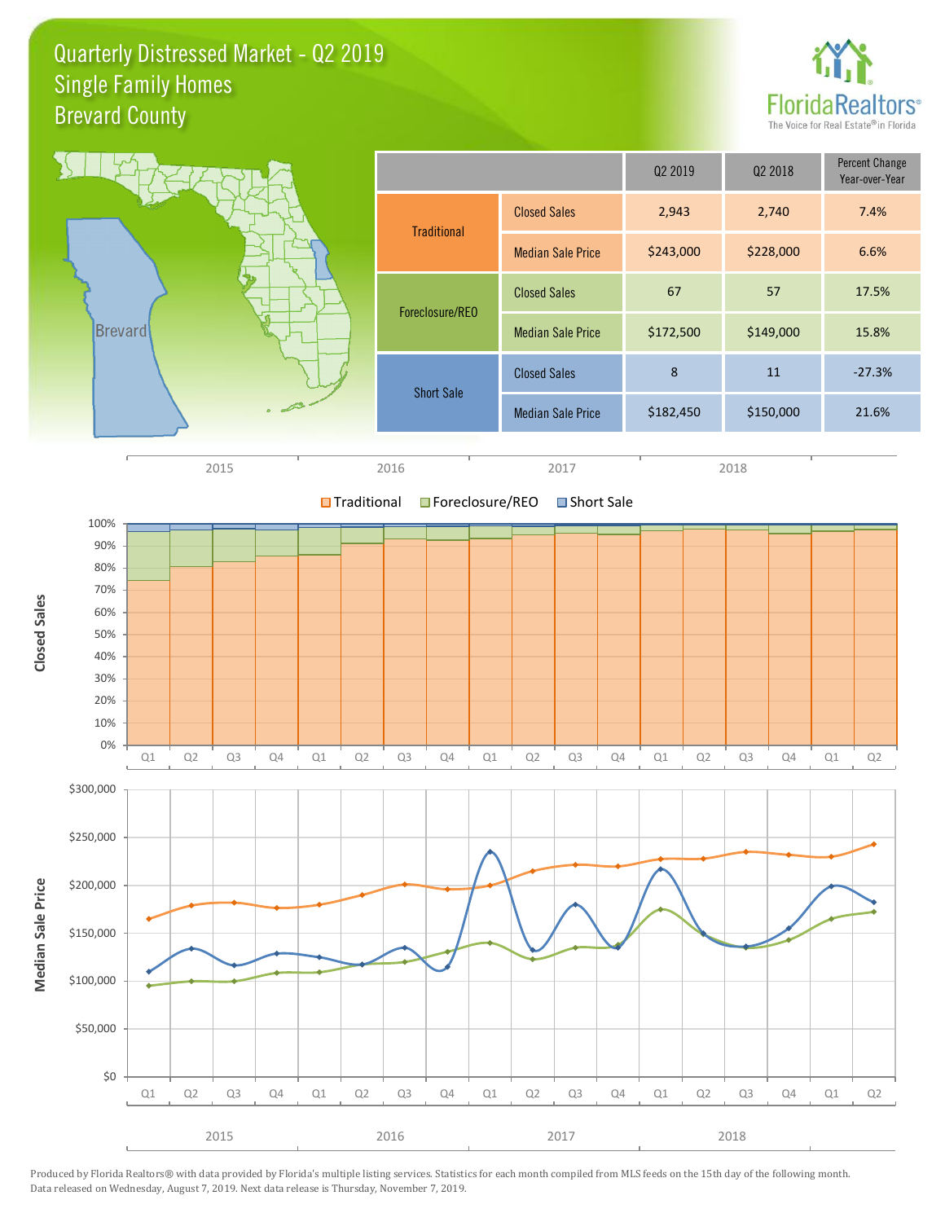# Quarterly Distressed Market - Q2 2019
## Single Family Homes
## Brevard County

FloridaRealtors®
The Voice for Real Estate® in Florida

Brevard

| | | Q2 2019 | Q2 2018 | Percent Change Year-over-Year |
|---|---|---|---|---|
| Traditional | Closed Sales | 2,943 | 2,740 | 7.4% |
| | Median Sale Price | $243,000 | $228,000 | 6.6% |
| Foreclosure/REO | Closed Sales | 67 | 57 | 17.5% |
| | Median Sale Price | $172,500 | $149,000 | 15.8% |
| Short Sale | Closed Sales | 8 | 11 | -27.3% |
| | Median Sale Price | $182,450 | $150,000 | 21.6% |

2015 2016 2017 2018

Traditional Foreclosure/REO Short Sale

Closed Sales

100% 90% 80% 70% 60% 50% 40% 30% 20% 10% 0%

Q1 Q2 Q3 Q4 Q1 Q2 Q3 Q4 Q1 Q2 Q3 Q4 Q1 Q2 Q3 Q4 Q1 Q2

Median Sale Price

$300,000 $250,000 $200,000 $150,000 $100,000 $50,000 $0

Q1 Q2 Q3 Q4 Q1 Q2 Q3 Q4 Q1 Q2 Q3 Q4 Q1 Q2 Q3 Q4 Q1 Q2

2015 2016 2017 2018

Produced by Florida Realtors® with data provided by Florida's multiple listing services. Statistics for each month compiled from MLS feeds on the 15th day of the following month. Data released on Wednesday, August 7, 2019. Next data release is Thursday, November 7, 2019.